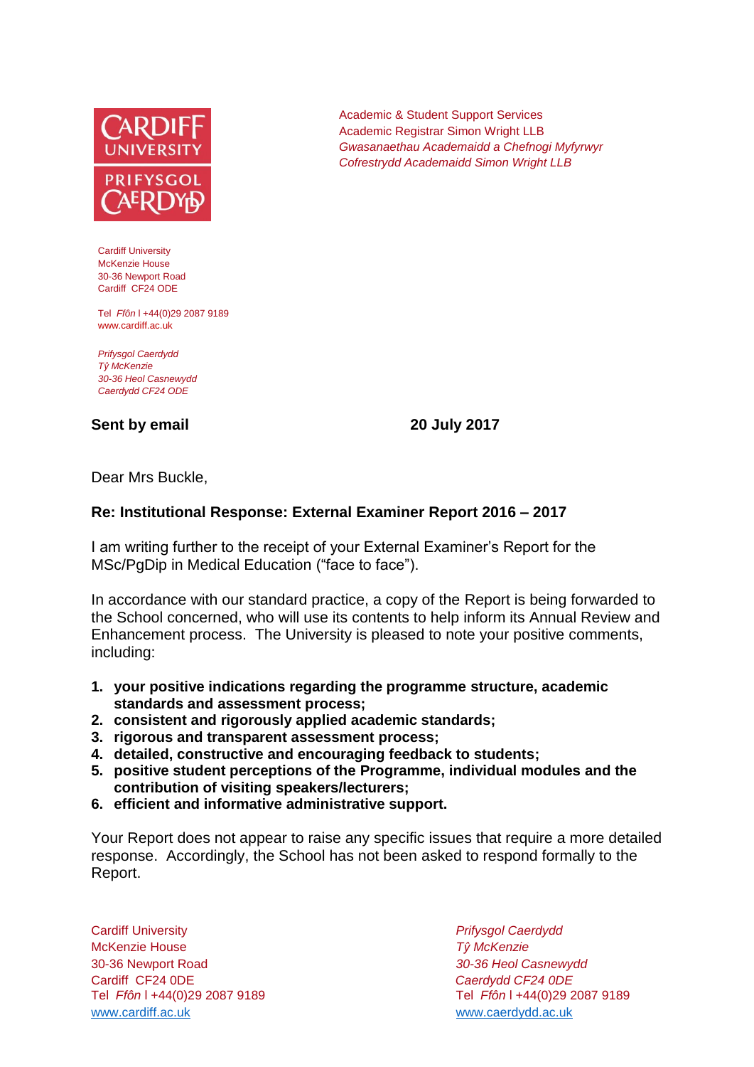Academic & Student Support Services
Academic Registrar Simon Wright LLB
*Gwasanaethau Academaidd a Chefnogi Myfyrwyr*
*Cofrestrydd Academaidd Simon Wright LLB*

Cardiff University
McKenzie House
30-36 Newport Road
Cardiff CF24 ODE

Tel *Ffôn* | +44(0)29 2087 9189
www.cardiff.ac.uk

*Prifysgol Caerdydd*
*Tŷ McKenzie*
*30-36 Heol Casnewydd*
*Caerdydd CF24 ODE*

**Sent by email** **20 July 2017**

Dear Mrs Buckle,

**Re: Institutional Response: External Examiner Report 2016 – 2017**

I am writing further to the receipt of your External Examiner's Report for the MSc/PgDip in Medical Education ("face to face").

In accordance with our standard practice, a copy of the Report is being forwarded to the School concerned, who will use its contents to help inform its Annual Review and Enhancement process. The University is pleased to note your positive comments, including:

1. **your positive indications regarding the programme structure, academic standards and assessment process;**
2. **consistent and rigorously applied academic standards;**
3. **rigorous and transparent assessment process;**
4. **detailed, constructive and encouraging feedback to students;**
5. **positive student perceptions of the Programme, individual modules and the contribution of visiting speakers/lecturers;**
6. **efficient and informative administrative support.**

Your Report does not appear to raise any specific issues that require a more detailed response. Accordingly, the School has not been asked to respond formally to the Report.

Cardiff University
McKenzie House
30-36 Newport Road
Cardiff CF24 0DE
Tel *Ffôn* | +44(0)29 2087 9189
www.cardiff.ac.uk

*Prifysgol Caerdydd*
*Tŷ McKenzie*
*30-36 Heol Casnewydd*
*Caerdydd CF24 0DE*
Tel *Ffôn* | +44(0)29 2087 9189
www.caerdydd.ac.uk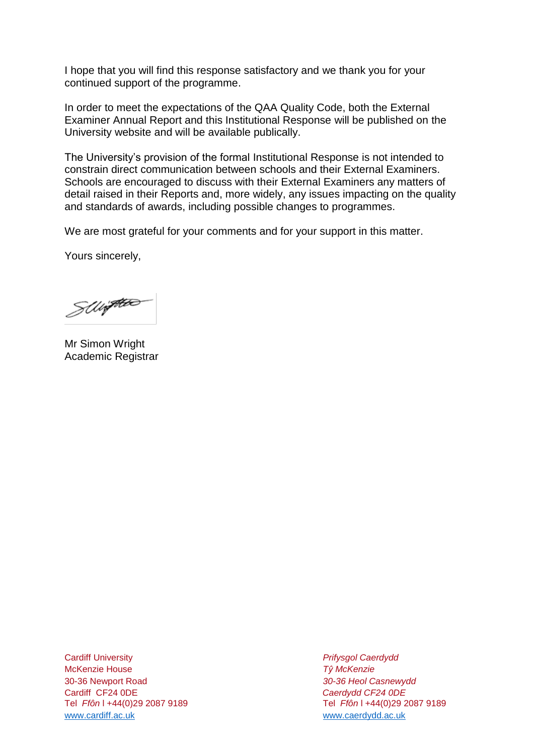I hope that you will find this response satisfactory and we thank you for your continued support of the programme.

In order to meet the expectations of the QAA Quality Code, both the External Examiner Annual Report and this Institutional Response will be published on the University website and will be available publically.

The University's provision of the formal Institutional Response is not intended to constrain direct communication between schools and their External Examiners. Schools are encouraged to discuss with their External Examiners any matters of detail raised in their Reports and, more widely, any issues impacting on the quality and standards of awards, including possible changes to programmes.

We are most grateful for your comments and for your support in this matter.

Yours sincerely,

Mr Simon Wright
Academic Registrar

Cardiff University
McKenzie House
30-36 Newport Road
Cardiff CF24 0DE
Tel *Ffôn* l +44(0)29 2087 9189
www.cardiff.ac.uk

*Prifysgol Caerdydd*
*Tŷ McKenzie*
*30-36 Heol Casnewydd*
*Caerdydd CF24 0DE*
Tel *Ffôn* l +44(0)29 2087 9189
www.caerdydd.ac.uk